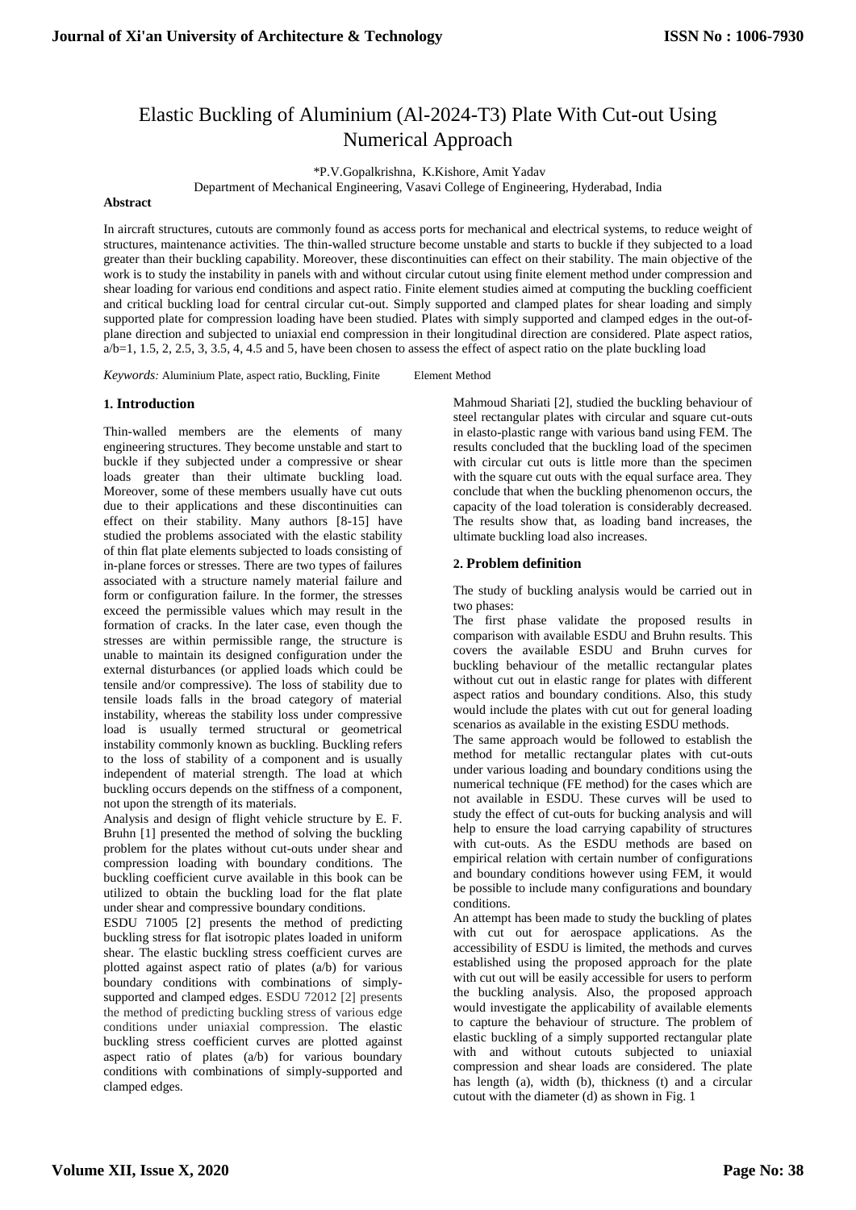# Elastic Buckling of Aluminium (Al-2024-T3) Plate With Cut-out Using Numerical Approach

*P.V.Gopalkrishna, K.Kishore, Amit Yadav

Department of Mechanical Engineering, Vasavi College of Engineering, Hyderabad, India

**Abstract**

In aircraft structures, cutouts are commonly found as access ports for mechanical and electrical systems, to reduce weight of structures, maintenance activities. The thin-walled structure become unstable and starts to buckle if they subjected to a load greater than their buckling capability. Moreover, these discontinuities can effect on their stability. The main objective of the work is to study the instability in panels with and without circular cutout using finite element method under compression and shear loading for various end conditions and aspect ratio. Finite element studies aimed at computing the buckling coefficient and critical buckling load for central circular cut-out. Simply supported and clamped plates for shear loading and simply supported plate for compression loading have been studied. Plates with simply supported and clamped edges in the out-of-plane direction and subjected to uniaxial end compression in their longitudinal direction are considered. Plate aspect ratios, a/b=1, 1.5, 2, 2.5, 3, 3.5, 4, 4.5 and 5, have been chosen to assess the effect of aspect ratio on the plate buckling load

*Keywords:* Aluminium Plate, aspect ratio, Buckling, Finite Element Method

## 1. Introduction

Thin-walled members are the elements of many engineering structures. They become unstable and start to buckle if they subjected under a compressive or shear loads greater than their ultimate buckling load. Moreover, some of these members usually have cut outs due to their applications and these discontinuities can effect on their stability. Many authors [8-15] have studied the problems associated with the elastic stability of thin flat plate elements subjected to loads consisting of in-plane forces or stresses. There are two types of failures associated with a structure namely material failure and form or configuration failure. In the former, the stresses exceed the permissible values which may result in the formation of cracks. In the later case, even though the stresses are within permissible range, the structure is unable to maintain its designed configuration under the external disturbances (or applied loads which could be tensile and/or compressive). The loss of stability due to tensile loads falls in the broad category of material instability, whereas the stability loss under compressive load is usually termed structural or geometrical instability commonly known as buckling. Buckling refers to the loss of stability of a component and is usually independent of material strength. The load at which buckling occurs depends on the stiffness of a component, not upon the strength of its materials.

Analysis and design of flight vehicle structure by E. F. Bruhn [1] presented the method of solving the buckling problem for the plates without cut-outs under shear and compression loading with boundary conditions. The buckling coefficient curve available in this book can be utilized to obtain the buckling load for the flat plate under shear and compressive boundary conditions.

ESDU 71005 [2] presents the method of predicting buckling stress for flat isotropic plates loaded in uniform shear. The elastic buckling stress coefficient curves are plotted against aspect ratio of plates (a/b) for various boundary conditions with combinations of simply-supported and clamped edges. ESDU 72012 [2] presents the method of predicting buckling stress of various edge conditions under uniaxial compression. The elastic buckling stress coefficient curves are plotted against aspect ratio of plates (a/b) for various boundary conditions with combinations of simply-supported and clamped edges.

Mahmoud Shariati [2], studied the buckling behaviour of steel rectangular plates with circular and square cut-outs in elasto-plastic range with various band using FEM. The results concluded that the buckling load of the specimen with circular cut outs is little more than the specimen with the square cut outs with the equal surface area. They conclude that when the buckling phenomenon occurs, the capacity of the load toleration is considerably decreased. The results show that, as loading band increases, the ultimate buckling load also increases.

## 2. Problem definition

The study of buckling analysis would be carried out in two phases:

The first phase validate the proposed results in comparison with available ESDU and Bruhn results. This covers the available ESDU and Bruhn curves for buckling behaviour of the metallic rectangular plates without cut out in elastic range for plates with different aspect ratios and boundary conditions. Also, this study would include the plates with cut out for general loading scenarios as available in the existing ESDU methods.

The same approach would be followed to establish the method for metallic rectangular plates with cut-outs under various loading and boundary conditions using the numerical technique (FE method) for the cases which are not available in ESDU. These curves will be used to study the effect of cut-outs for bucking analysis and will help to ensure the load carrying capability of structures with cut-outs. As the ESDU methods are based on empirical relation with certain number of configurations and boundary conditions however using FEM, it would be possible to include many configurations and boundary conditions.

An attempt has been made to study the buckling of plates with cut out for aerospace applications. As the accessibility of ESDU is limited, the methods and curves established using the proposed approach for the plate with cut out will be easily accessible for users to perform the buckling analysis. Also, the proposed approach would investigate the applicability of available elements to capture the behaviour of structure. The problem of elastic buckling of a simply supported rectangular plate with and without cutouts subjected to uniaxial compression and shear loads are considered. The plate has length (a), width (b), thickness (t) and a circular cutout with the diameter (d) as shown in Fig. 1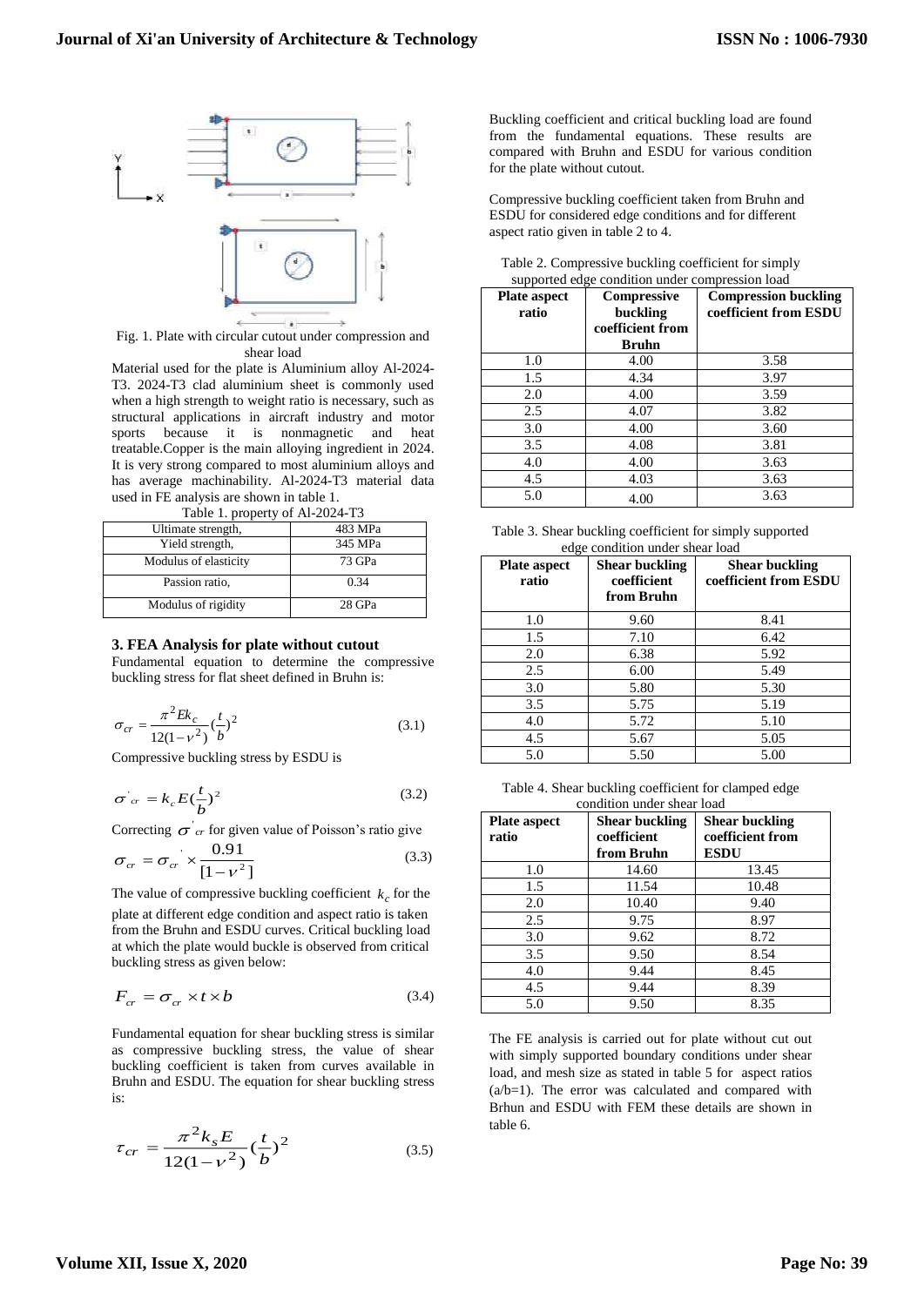Fig. 1. Plate with circular cutout under compression and shear load

Material used for the plate is Aluminium alloy Al-2024-T3. 2024-T3 clad aluminium sheet is commonly used when a high strength to weight ratio is necessary, such as structural applications in aircraft industry and motor sports because it is nonmagnetic and heat treatable.Copper is the main alloying ingredient in 2024. It is very strong compared to most aluminium alloys and has average machinability. Al-2024-T3 material data used in FE analysis are shown in table 1.

Table 1. property of Al-2024-T3

| | |
|---|---|
| Ultimate strength, | 483 MPa |
| Yield strength, | 345 MPa |
| Modulus of elasticity | 73 GPa |
| Passion ratio, | 0.34 |
| Modulus of rigidity | 28 GPa |

### 3. FEA Analysis for plate without cutout

Fundamental equation to determine the compressive buckling stress for flat sheet defined in Bruhn is:

$$\sigma_{cr} = \frac{\pi^2 E k_c}{12(1-\nu^2)}\left(\frac{t}{b}\right)^2 \tag{3.1}$$

Compressive buckling stress by ESDU is

$$\sigma'_{cr} = k_c E\left(\frac{t}{b}\right)^2 \tag{3.2}$$

Correcting $\sigma'_{cr}$ for given value of Poisson's ratio give

$$\sigma_{cr} = \sigma'_{cr} \times \frac{0.91}{[1-\nu^2]} \tag{3.3}$$

The value of compressive buckling coefficient $k_c$ for the plate at different edge condition and aspect ratio is taken from the Bruhn and ESDU curves. Critical buckling load at which the plate would buckle is observed from critical buckling stress as given below:

$$F_{cr} = \sigma_{cr} \times t \times b \tag{3.4}$$

Fundamental equation for shear buckling stress is similar as compressive buckling stress, the value of shear buckling coefficient is taken from curves available in Bruhn and ESDU. The equation for shear buckling stress is:

$$\tau_{cr} = \frac{\pi^2 k_s E}{12(1-\nu^2)}\left(\frac{t}{b}\right)^2 \tag{3.5}$$

Buckling coefficient and critical buckling load are found from the fundamental equations. These results are compared with Bruhn and ESDU for various condition for the plate without cutout.

Compressive buckling coefficient taken from Bruhn and ESDU for considered edge conditions and for different aspect ratio given in table 2 to 4.

Table 2. Compressive buckling coefficient for simply supported edge condition under compression load

| Plate aspect ratio | Compressive buckling coefficient from Bruhn | Compression buckling coefficient from ESDU |
|---|---|---|
| 1.0 | 4.00 | 3.58 |
| 1.5 | 4.34 | 3.97 |
| 2.0 | 4.00 | 3.59 |
| 2.5 | 4.07 | 3.82 |
| 3.0 | 4.00 | 3.60 |
| 3.5 | 4.08 | 3.81 |
| 4.0 | 4.00 | 3.63 |
| 4.5 | 4.03 | 3.63 |
| 5.0 | 4.00 | 3.63 |

Table 3. Shear buckling coefficient for simply supported edge condition under shear load

| Plate aspect ratio | Shear buckling coefficient from Bruhn | Shear buckling coefficient from ESDU |
|---|---|---|
| 1.0 | 9.60 | 8.41 |
| 1.5 | 7.10 | 6.42 |
| 2.0 | 6.38 | 5.92 |
| 2.5 | 6.00 | 5.49 |
| 3.0 | 5.80 | 5.30 |
| 3.5 | 5.75 | 5.19 |
| 4.0 | 5.72 | 5.10 |
| 4.5 | 5.67 | 5.05 |
| 5.0 | 5.50 | 5.00 |

Table 4. Shear buckling coefficient for clamped edge condition under shear load

| Plate aspect ratio | Shear buckling coefficient from Bruhn | Shear buckling coefficient from ESDU |
|---|---|---|
| 1.0 | 14.60 | 13.45 |
| 1.5 | 11.54 | 10.48 |
| 2.0 | 10.40 | 9.40 |
| 2.5 | 9.75 | 8.97 |
| 3.0 | 9.62 | 8.72 |
| 3.5 | 9.50 | 8.54 |
| 4.0 | 9.44 | 8.45 |
| 4.5 | 9.44 | 8.39 |
| 5.0 | 9.50 | 8.35 |

The FE analysis is carried out for plate without cut out with simply supported boundary conditions under shear load, and mesh size as stated in table 5 for aspect ratios (a/b=1). The error was calculated and compared with Brhun and ESDU with FEM these details are shown in table 6.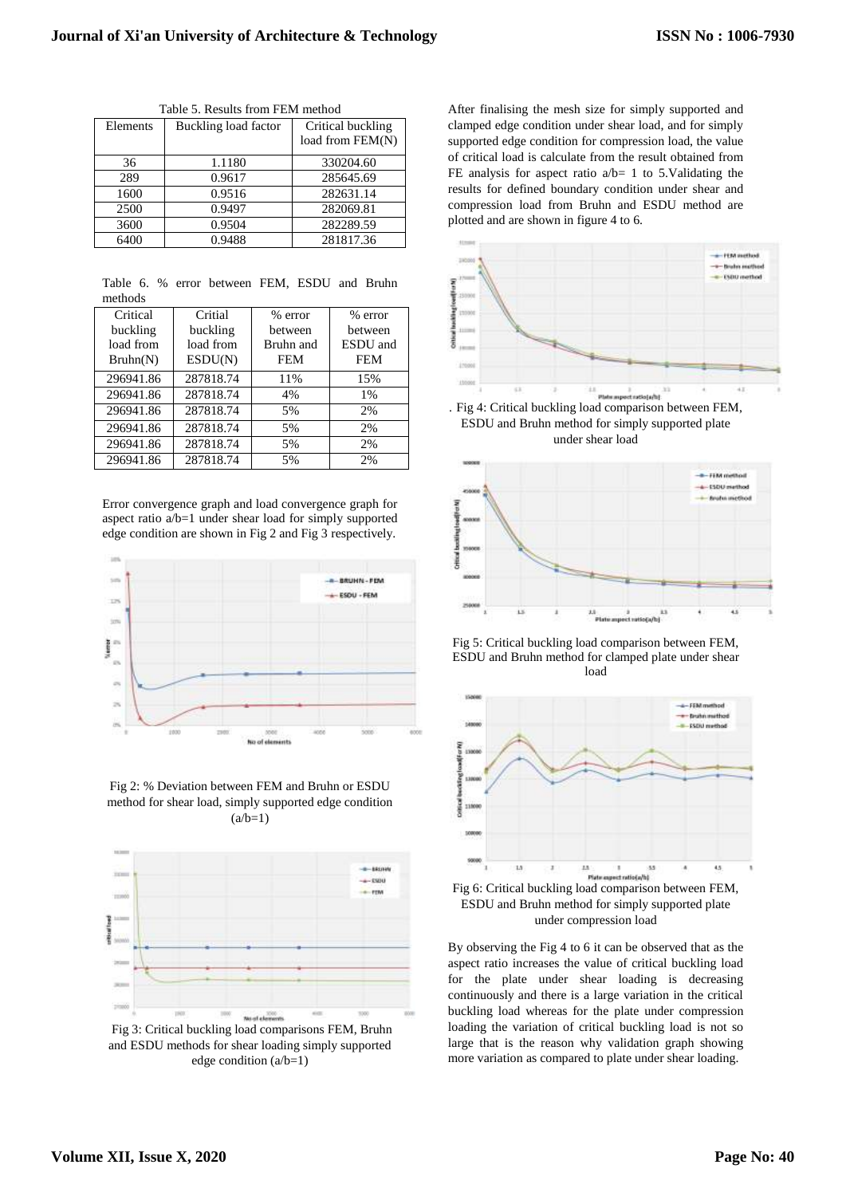Table 5. Results from FEM method

| Elements | Buckling load factor | Critical buckling load from FEM(N) |
|---|---|---|
| 36 | 1.1180 | 330204.60 |
| 289 | 0.9617 | 285645.69 |
| 1600 | 0.9516 | 282631.14 |
| 2500 | 0.9497 | 282069.81 |
| 3600 | 0.9504 | 282289.59 |
| 6400 | 0.9488 | 281817.36 |

Table 6. % error between FEM, ESDU and Bruhn methods

| Critical buckling load from Bruhn(N) | Critial buckling load from ESDU(N) | % error between Bruhn and FEM | % error between ESDU and FEM |
|---|---|---|---|
| 296941.86 | 287818.74 | 11% | 15% |
| 296941.86 | 287818.74 | 4% | 1% |
| 296941.86 | 287818.74 | 5% | 2% |
| 296941.86 | 287818.74 | 5% | 2% |
| 296941.86 | 287818.74 | 5% | 2% |
| 296941.86 | 287818.74 | 5% | 2% |

Error convergence graph and load convergence graph for aspect ratio a/b=1 under shear load for simply supported edge condition are shown in Fig 2 and Fig 3 respectively.

Fig 2: % Deviation between FEM and Bruhn or ESDU method for shear load, simply supported edge condition (a/b=1)

Fig 3: Critical buckling load comparisons FEM, Bruhn and ESDU methods for shear loading simply supported edge condition (a/b=1)

After finalising the mesh size for simply supported and clamped edge condition under shear load, and for simply supported edge condition for compression load, the value of critical load is calculate from the result obtained from FE analysis for aspect ratio a/b= 1 to 5.Validating the results for defined boundary condition under shear and compression load from Bruhn and ESDU method are plotted and are shown in figure 4 to 6.

. Fig 4: Critical buckling load comparison between FEM, ESDU and Bruhn method for simply supported plate under shear load

Fig 5: Critical buckling load comparison between FEM, ESDU and Bruhn method for clamped plate under shear load

Fig 6: Critical buckling load comparison between FEM, ESDU and Bruhn method for simply supported plate under compression load

By observing the Fig 4 to 6 it can be observed that as the aspect ratio increases the value of critical buckling load for the plate under shear loading is decreasing continuously and there is a large variation in the critical buckling load whereas for the plate under compression loading the variation of critical buckling load is not so large that is the reason why validation graph showing more variation as compared to plate under shear loading.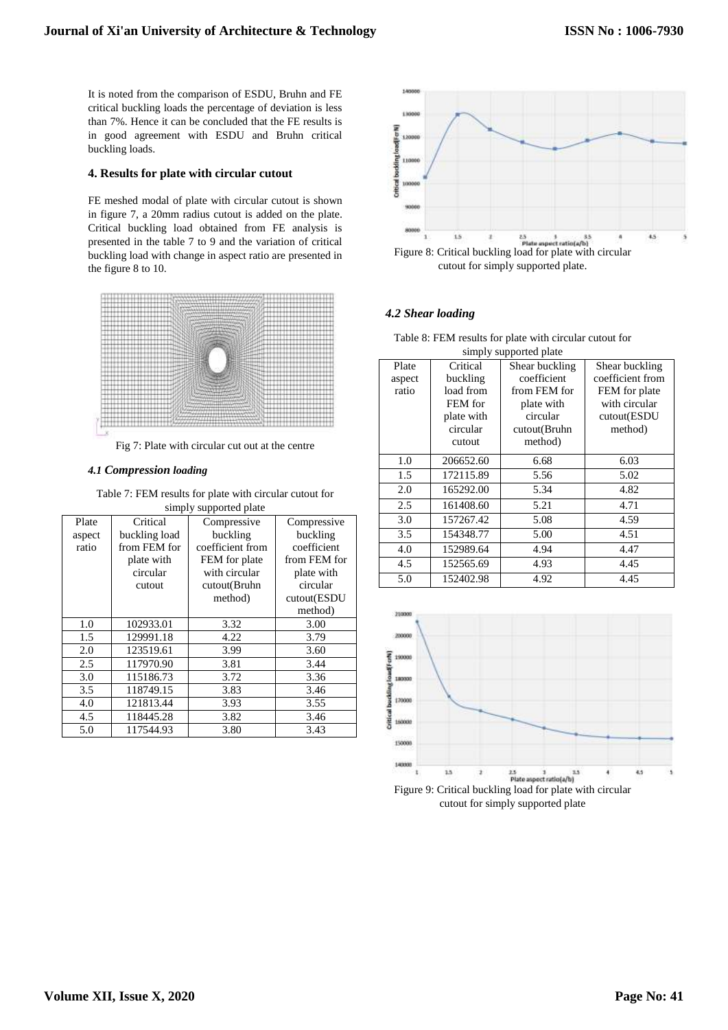It is noted from the comparison of ESDU, Bruhn and FE critical buckling loads the percentage of deviation is less than 7%. Hence it can be concluded that the FE results is in good agreement with ESDU and Bruhn critical buckling loads.

### 4. Results for plate with circular cutout

FE meshed modal of plate with circular cutout is shown in figure 7, a 20mm radius cutout is added on the plate. Critical buckling load obtained from FE analysis is presented in the table 7 to 9 and the variation of critical buckling load with change in aspect ratio are presented in the figure 8 to 10.

Fig 7: Plate with circular cut out at the centre

#### *4.1 Compression loading*

Table 7: FEM results for plate with circular cutout for simply supported plate

| Plate aspect ratio | Critical buckling load from FEM for plate with circular cutout | Compressive buckling coefficient from FEM for plate with circular cutout(Bruhn method) | Compressive buckling coefficient from FEM for plate with circular cutout(ESDU method) |
|---|---|---|---|
| 1.0 | 102933.01 | 3.32 | 3.00 |
| 1.5 | 129991.18 | 4.22 | 3.79 |
| 2.0 | 123519.61 | 3.99 | 3.60 |
| 2.5 | 117970.90 | 3.81 | 3.44 |
| 3.0 | 115186.73 | 3.72 | 3.36 |
| 3.5 | 118749.15 | 3.83 | 3.46 |
| 4.0 | 121813.44 | 3.93 | 3.55 |
| 4.5 | 118445.28 | 3.82 | 3.46 |
| 5.0 | 117544.93 | 3.80 | 3.43 |

Figure 8: Critical buckling load for plate with circular cutout for simply supported plate.

#### *4.2 Shear loading*

Table 8: FEM results for plate with circular cutout for simply supported plate

| Plate aspect ratio | Critical buckling load from FEM for plate with circular cutout | Shear buckling coefficient from FEM for plate with circular cutout(Bruhn method) | Shear buckling coefficient from FEM for plate with circular cutout(ESDU method) |
|---|---|---|---|
| 1.0 | 206652.60 | 6.68 | 6.03 |
| 1.5 | 172115.89 | 5.56 | 5.02 |
| 2.0 | 165292.00 | 5.34 | 4.82 |
| 2.5 | 161408.60 | 5.21 | 4.71 |
| 3.0 | 157267.42 | 5.08 | 4.59 |
| 3.5 | 154348.77 | 5.00 | 4.51 |
| 4.0 | 152989.64 | 4.94 | 4.47 |
| 4.5 | 152565.69 | 4.93 | 4.45 |
| 5.0 | 152402.98 | 4.92 | 4.45 |

Figure 9: Critical buckling load for plate with circular cutout for simply supported plate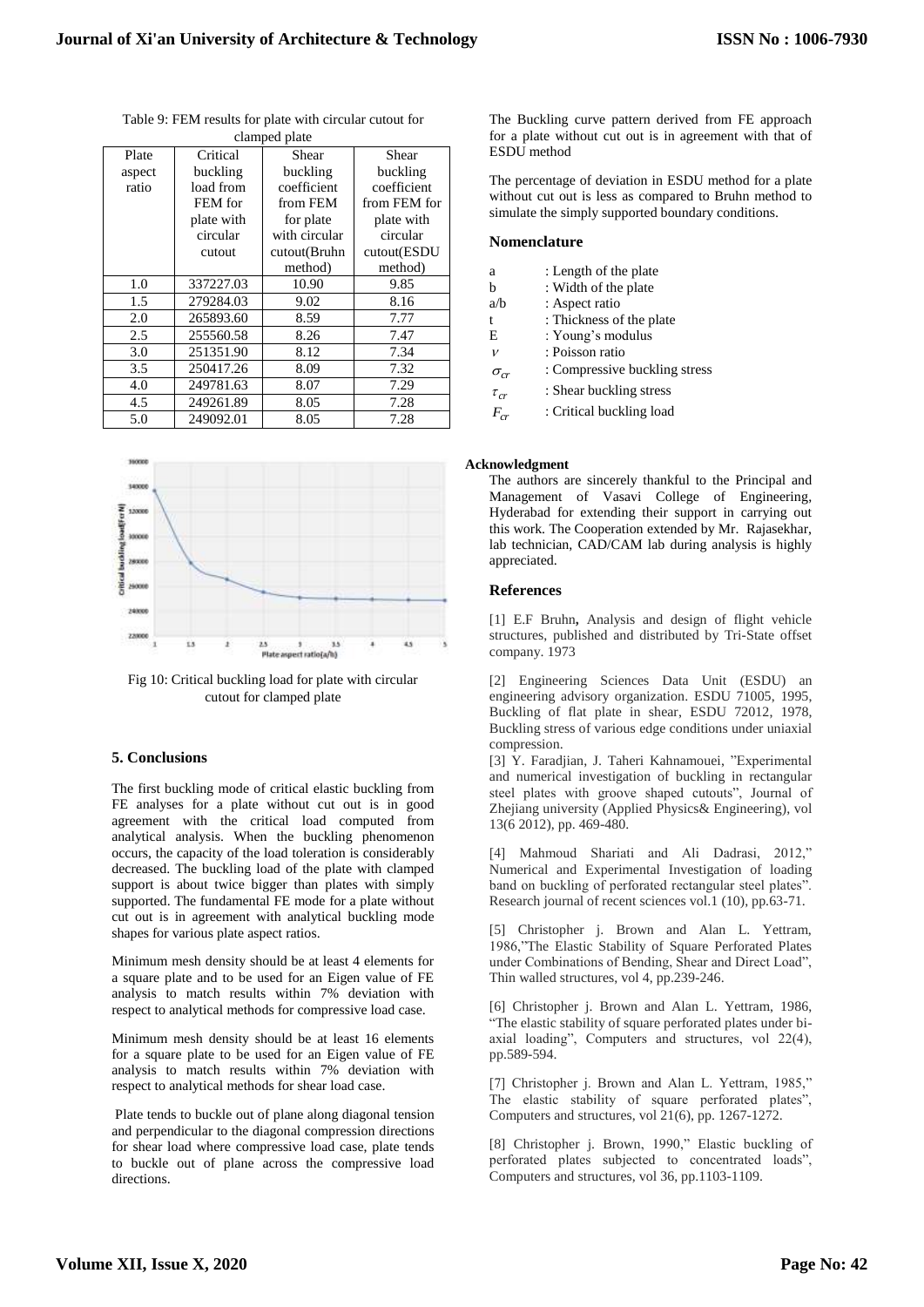Table 9: FEM results for plate with circular cutout for clamped plate

| Plate aspect ratio | Critical buckling load from FEM for plate with circular cutout | Shear buckling coefficient from FEM for plate with circular cutout(Bruhn method) | Shear buckling coefficient from FEM for plate with circular cutout(ESDU method) |
|---|---|---|---|
| 1.0 | 337227.03 | 10.90 | 9.85 |
| 1.5 | 279284.03 | 9.02 | 8.16 |
| 2.0 | 265893.60 | 8.59 | 7.77 |
| 2.5 | 255560.58 | 8.26 | 7.47 |
| 3.0 | 251351.90 | 8.12 | 7.34 |
| 3.5 | 250417.26 | 8.09 | 7.32 |
| 4.0 | 249781.63 | 8.07 | 7.29 |
| 4.5 | 249261.89 | 8.05 | 7.28 |
| 5.0 | 249092.01 | 8.05 | 7.28 |

Fig 10: Critical buckling load for plate with circular cutout for clamped plate

## 5. Conclusions

The first buckling mode of critical elastic buckling from FE analyses for a plate without cut out is in good agreement with the critical load computed from analytical analysis. When the buckling phenomenon occurs, the capacity of the load toleration is considerably decreased. The buckling load of the plate with clamped support is about twice bigger than plates with simply supported. The fundamental FE mode for a plate without cut out is in agreement with analytical buckling mode shapes for various plate aspect ratios.

Minimum mesh density should be at least 4 elements for a square plate and to be used for an Eigen value of FE analysis to match results within 7% deviation with respect to analytical methods for compressive load case.

Minimum mesh density should be at least 16 elements for a square plate to be used for an Eigen value of FE analysis to match results within 7% deviation with respect to analytical methods for shear load case.

Plate tends to buckle out of plane along diagonal tension and perpendicular to the diagonal compression directions for shear load where compressive load case, plate tends to buckle out of plane across the compressive load directions.

The Buckling curve pattern derived from FE approach for a plate without cut out is in agreement with that of ESDU method

The percentage of deviation in ESDU method for a plate without cut out is less as compared to Bruhn method to simulate the simply supported boundary conditions.

### Nomenclature

- a : Length of the plate
- b : Width of the plate
- a/b : Aspect ratio
- t : Thickness of the plate
- E : Young's modulus
- $\nu$ : Poisson ratio
- $\sigma_{cr}$ : Compressive buckling stress
- $\tau_{cr}$ : Shear buckling stress
- $F_{cr}$ : Critical buckling load

### Acknowledgment

The authors are sincerely thankful to the Principal and Management of Vasavi College of Engineering, Hyderabad for extending their support in carrying out this work. The Cooperation extended by Mr. Rajasekhar, lab technician, CAD/CAM lab during analysis is highly appreciated.

### References

[1] E.F Bruhn**,** Analysis and design of flight vehicle structures, published and distributed by Tri-State offset company. 1973

[2] Engineering Sciences Data Unit (ESDU) an engineering advisory organization. ESDU 71005, 1995, Buckling of flat plate in shear, ESDU 72012, 1978, Buckling stress of various edge conditions under uniaxial compression.

[3] Y. Faradjian, J. Taheri Kahnamouei, "Experimental and numerical investigation of buckling in rectangular steel plates with groove shaped cutouts", Journal of Zhejiang university (Applied Physics& Engineering), vol 13(6 2012), pp. 469-480.

[4] Mahmoud Shariati and Ali Dadrasi, 2012," Numerical and Experimental Investigation of loading band on buckling of perforated rectangular steel plates". Research journal of recent sciences vol.1 (10), pp.63-71.

[5] Christopher j. Brown and Alan L. Yettram, 1986,"The Elastic Stability of Square Perforated Plates under Combinations of Bending, Shear and Direct Load", Thin walled structures, vol 4, pp.239-246.

[6] Christopher j. Brown and Alan L. Yettram, 1986, "The elastic stability of square perforated plates under bi-axial loading", Computers and structures, vol 22(4), pp.589-594.

[7] Christopher j. Brown and Alan L. Yettram, 1985," The elastic stability of square perforated plates", Computers and structures, vol 21(6), pp. 1267-1272.

[8] Christopher j. Brown, 1990," Elastic buckling of perforated plates subjected to concentrated loads", Computers and structures, vol 36, pp.1103-1109.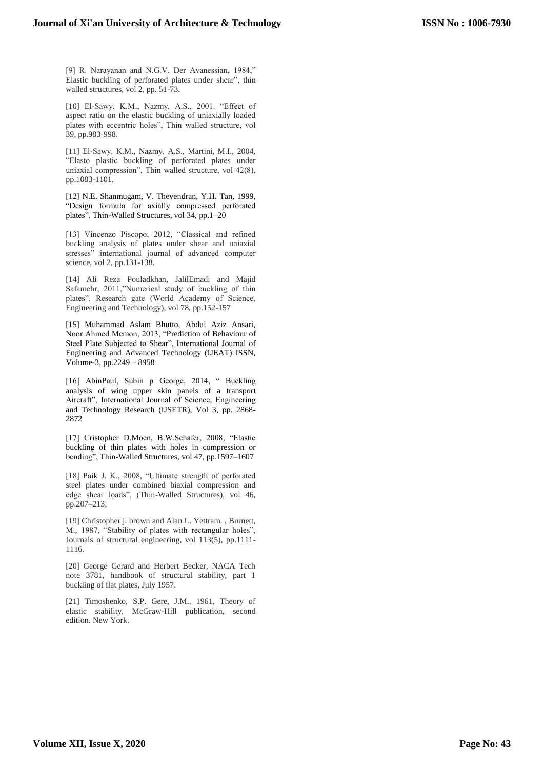[9] R. Narayanan and N.G.V. Der Avanessian, 1984," Elastic buckling of perforated plates under shear", thin walled structures, vol 2, pp. 51-73.

[10] El-Sawy, K.M., Nazmy, A.S., 2001. "Effect of aspect ratio on the elastic buckling of uniaxially loaded plates with eccentric holes", Thin walled structure, vol 39, pp.983-998.

[11] El-Sawy, K.M., Nazmy, A.S., Martini, M.I., 2004, "Elasto plastic buckling of perforated plates under uniaxial compression", Thin walled structure, vol 42(8), pp.1083-1101.

[12] N.E. Shanmugam, V. Thevendran, Y.H. Tan, 1999, "Design formula for axially compressed perforated plates", Thin-Walled Structures, vol 34, pp.1–20

[13] Vincenzo Piscopo, 2012, "Classical and refined buckling analysis of plates under shear and uniaxial stresses" international journal of advanced computer science, vol 2, pp.131-138.

[14] Ali Reza Pouladkhan, JalilEmadi and Majid Safamehr, 2011,"Numerical study of buckling of thin plates", Research gate (World Academy of Science, Engineering and Technology), vol 78, pp.152-157

[15] Muhammad Aslam Bhutto, Abdul Aziz Ansari, Noor Ahmed Memon, 2013, "Prediction of Behaviour of Steel Plate Subjected to Shear", International Journal of Engineering and Advanced Technology (IJEAT) ISSN, Volume-3, pp.2249 – 8958

[16] AbinPaul, Subin p George, 2014, " Buckling analysis of wing upper skin panels of a transport Aircraft", International Journal of Science, Engineering and Technology Research (IJSETR), Vol 3, pp. 2868-2872

[17] Cristopher D.Moen, B.W.Schafer, 2008, "Elastic buckling of thin plates with holes in compression or bending", Thin-Walled Structures, vol 47, pp.1597–1607

[18] Paik J. K., 2008, "Ultimate strength of perforated steel plates under combined biaxial compression and edge shear loads", (Thin-Walled Structures), vol 46, pp.207–213,

[19] Christopher j. brown and Alan L. Yettram. , Burnett, M., 1987, "Stability of plates with rectangular holes", Journals of structural engineering, vol 113(5), pp.1111-1116.

[20] George Gerard and Herbert Becker, NACA Tech note 3781, handbook of structural stability, part 1 buckling of flat plates, July 1957.

[21] Timoshenko, S.P. Gere, J.M., 1961, Theory of elastic stability, McGraw-Hill publication, second edition. New York.